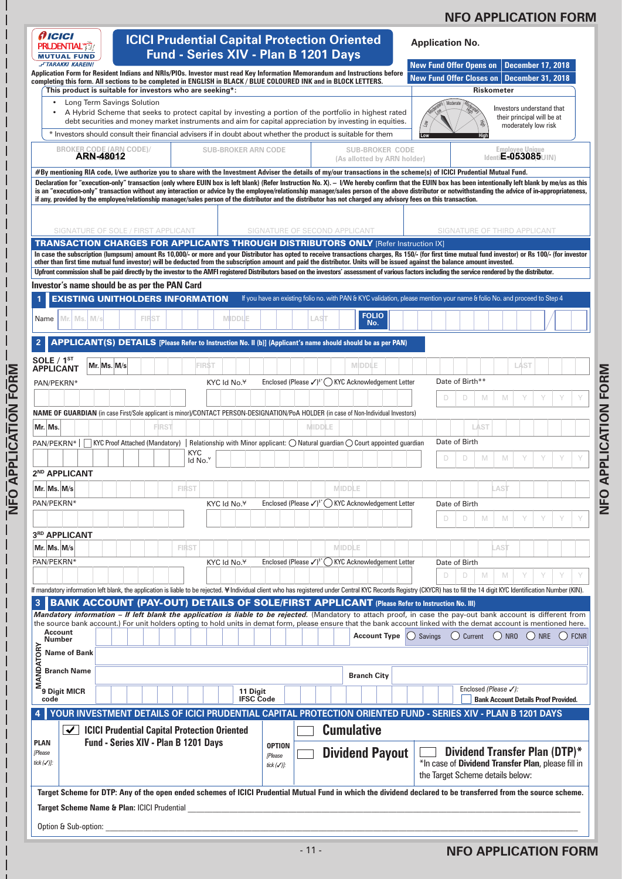# NFO APPLICATION FORM

ICICI PRUDENTIAL MUTUAL FUND — TARAKKI KAREIN!

## ICICI Prudential Capital Protection Oriented Fund - Series XIV - Plan B 1201 Days

**Application No.**

| New Fund Offer Opens on | December 17, 2018 |
|---|---|
| New Fund Offer Closes on | December 31, 2018 |

**Application Form for Resident Indians and NRIs/PIOs. Investor must read Key Information Memorandum and Instructions before completing this form. All sections to be completed in ENGLISH in BLACK / BLUE COLOURED INK and in BLOCK LETTERS.**

**This product is suitable for investors who are seeking*:**

- Long Term Savings Solution
- A Hybrid Scheme that seeks to protect capital by investing a portion of the portfolio in highest rated debt securities and money market instruments and aim for capital appreciation by investing in equities.

\* Investors should consult their financial advisers if in doubt about whether the product is suitable for them

**Riskometer**

Investors understand that their principal will be at moderately low risk

| BROKER CODE (ARN CODE)/ | SUB-BROKER ARN CODE | SUB-BROKER CODE (As allotted by ARN holder) | Employee Unique Identification Number (EUIN) |
|---|---|---|---|
| ARN-48012 | | | E-053085 |

**#By mentioning RIA code, I/we authorize you to share with the Investment Adviser the details of my/our transactions in the scheme(s) of ICICI Prudential Mutual Fund.**

**Declaration for "execution-only" transaction (only where EUIN box is left blank) (Refer Instruction No. X). – I/We hereby confirm that the EUIN box has been intentionally left blank by me/us as this is an "execution-only" transaction without any interaction or advice by the employee/relationship manager/sales person of the above distributor or notwithstanding the advice of in-appropriateness, if any, provided by the employee/relationship manager/sales person of the distributor and the distributor has not charged any advisory fees on this transaction.**

| SIGNATURE OF SOLE / FIRST APPLICANT | SIGNATURE OF SECOND APPLICANT | SIGNATURE OF THIRD APPLICANT |
|---|---|---|

### TRANSACTION CHARGES FOR APPLICANTS THROUGH DISTRIBUTORS ONLY [Refer Instruction IX]

**In case the subscription (lumpsum) amount Rs 10,000/- or more and your Distributor has opted to receive transactions charges, Rs 150/- (for first time mutual fund investor) or Rs 100/- (for investor other than first time mutual fund investor) will be deducted from the subscription amount and paid the distributor. Units will be issued against the balance amount invested.**

**Upfront commission shall be paid directly by the investor to the AMFI registered Distributors based on the investors' assessment of various factors including the service rendered by the distributor.**

**Investor's name should be as per the PAN Card**

### 1 EXISTING UNITHOLDERS INFORMATION

If you have an existing folio no. with PAN & KYC validation, please mention your name & folio No. and proceed to Step 4

Name Mr. Ms. M/s FIRST MIDDLE LAST | FOLIO No.

### 2 APPLICANT(S) DETAILS [Please Refer to Instruction No. II (b)] (Applicant's name should be as per PAN)

**SOLE / 1ST APPLICANT** Mr. Ms. M/s FIRST MIDDLE LAST

PAN/PEKRN* | KYC Id No.¥ | Enclosed (Please ✓)$ ◯ KYC Acknowledgement Letter | Date of Birth** D D M M Y Y Y Y

**NAME OF GUARDIAN** (in case First/Sole applicant is minor)/CONTACT PERSON-DESIGNATION/PoA HOLDER (in case of Non-Individual Investors)

Mr. Ms. FIRST MIDDLE LAST

PAN/PEKRN* | ☐ KYC Proof Attached (Mandatory) | Relationship with Minor applicant: ◯ Natural guardian ◯ Court appointed guardian | KYC Id No.¥ | Date of Birth D D M M Y Y Y Y

**2ND APPLICANT**

Mr. Ms. M/s FIRST MIDDLE LAST

PAN/PEKRN* | KYC Id No.¥ | Enclosed (Please ✓)$ ◯ KYC Acknowledgement Letter | Date of Birth D D M M Y Y Y Y

**3RD APPLICANT**

Mr. Ms. M/s FIRST MIDDLE LAST

PAN/PEKRN* | KYC Id No.¥ | Enclosed (Please ✓)$ ◯ KYC Acknowledgement Letter | Date of Birth D D M M Y Y Y Y

If mandatory information left blank, the application is liable to be rejected. ¥ Individual client who has registered under Central KYC Records Registry (CKYCR) has to fill the 14 digit KYC Identification Number (KIN).

### 3 BANK ACCOUNT (PAY-OUT) DETAILS OF SOLE/FIRST APPLICANT (Please Refer to Instruction No. III)

***Mandatory information – If left blank the application is liable to be rejected.*** *(Mandatory to attach proof, in case the pay-out bank account is different from the source bank account.) For unit holders opting to hold units in demat form, please ensure that the bank account linked with the demat account is mentioned here.*

MANDATORY

Account Number | Account Type ◯ Savings ◯ Current ◯ NRO ◯ NRE ◯ FCNR

Name of Bank

Branch Name | Branch City

9 Digit MICR code | 11 Digit IFSC Code | Enclosed (Please ✓): ☐ Bank Account Details Proof Provided.

### 4 YOUR INVESTMENT DETAILS OF ICICI PRUDENTIAL CAPITAL PROTECTION ORIENTED FUND - SERIES XIV - PLAN B 1201 DAYS

**PLAN** (Please tick (✓)): ☑ **ICICI Prudential Capital Protection Oriented Fund - Series XIV - Plan B 1201 Days**

**OPTION** (Please tick (✓)): ☐ **Cumulative** ☐ **Dividend Payout** ☐ **Dividend Transfer Plan (DTP)***

*In case of **Dividend Transfer Plan**, please fill in the Target Scheme details below:

**Target Scheme for DTP: Any of the open ended schemes of ICICI Prudential Mutual Fund in which the dividend declared to be transferred from the source scheme.**

**Target Scheme Name & Plan:** ICICI Prudential ______________________

Option & Sub-option: ______________________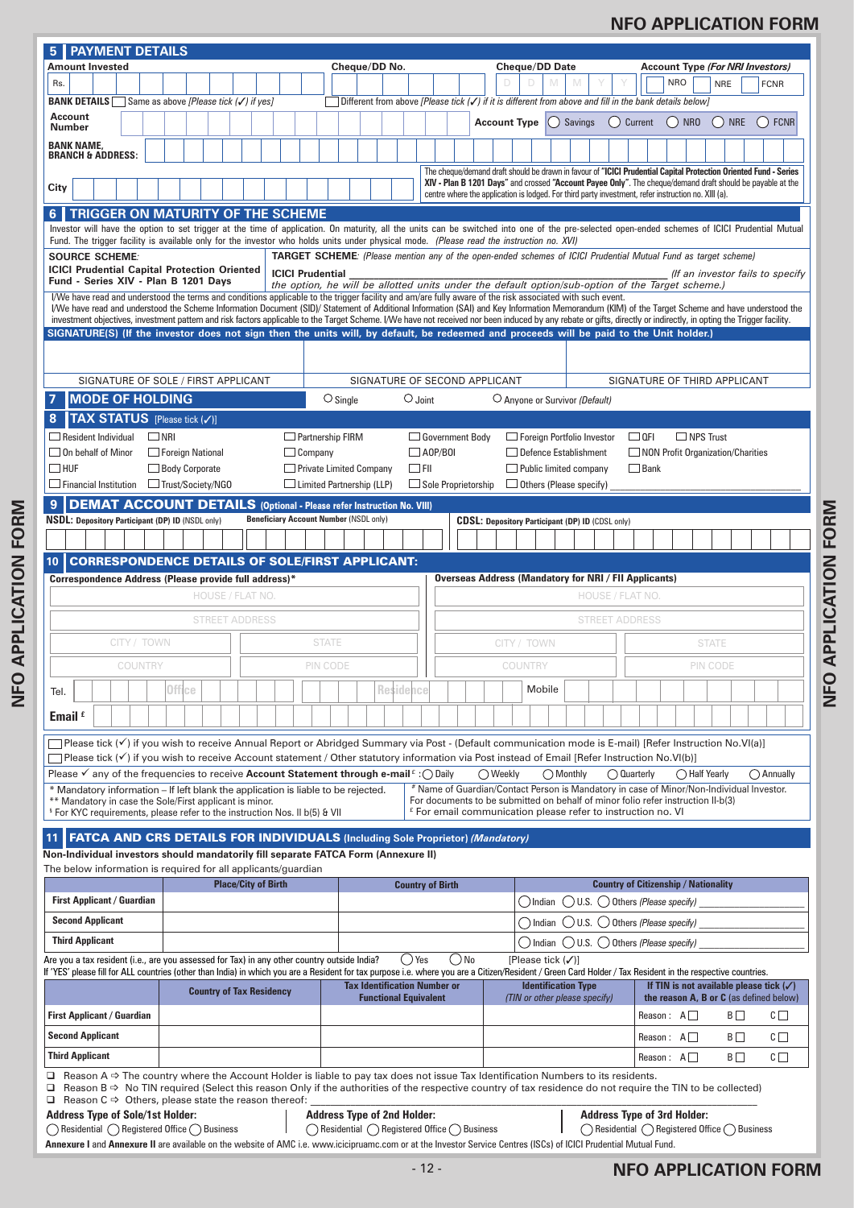## 5 PAYMENT DETAILS

| Amount Invested | Cheque/DD No. | Cheque/DD Date | Account Type *(For NRI Investors)* |
|---|---|---|---|
| Rs. | | D D M M Y Y | NRO NRE FCNR |

**BANK DETAILS** ☐ Same as above *[Please tick (✓) if yes]* ☐ Different from above *[Please tick (✓) if it is different from above and fill in the bank details below]*

**Account Number** | **Account Type** ◯ Savings ◯ Current ◯ NRO ◯ NRE ◯ FCNR

**BANK NAME, BRANCH & ADDRESS:**

**City**

The cheque/demand draft should be drawn in favour of **"ICICI Prudential Capital Protection Oriented Fund - Series XIV - Plan B 1201 Days"** and crossed **"Account Payee Only"**. The cheque/demand draft should be payable at the centre where the application is lodged. For third party investment, refer instruction no. XIII (a).

## 6 TRIGGER ON MATURITY OF THE SCHEME

Investor will have the option to set trigger at the time of application. On maturity, all the units can be switched into one of the pre-selected open-ended schemes of ICICI Prudential Mutual Fund. The trigger facility is available only for the investor who holds units under physical mode. *(Please read the instruction no. XVI)*

| **SOURCE SCHEME:** | **TARGET SCHEME**: *(Please mention any of the open-ended schemes of ICICI Prudential Mutual Fund as target scheme)* |
|---|---|
| **ICICI Prudential Capital Protection Oriented Fund - Series XIV - Plan B 1201 Days** | **ICICI Prudential** ______________________ *(If an investor fails to specify the option, he will be allotted units under the default option/sub-option of the Target scheme.)* |

I/We have read and understood the terms and conditions applicable to the trigger facility and am/are fully aware of the risk associated with such event.
I/We have read and understood the Scheme Information Document (SID)/ Statement of Additional Information (SAI) and Key Information Memorandum (KIM) of the Target Scheme and have understood the investment objectives, investment pattern and risk factors applicable to the Target Scheme. I/We have not received nor been induced by any rebate or gifts, directly or indirectly, in opting the Trigger facility.

**SIGNATURE(S) (If the investor does not sign then the units will, by default, be redeemed and proceeds will be paid to the Unit holder.)**

| SIGNATURE OF SOLE / FIRST APPLICANT | SIGNATURE OF SECOND APPLICANT | SIGNATURE OF THIRD APPLICANT |
|---|---|---|
| | | |

## 7 MODE OF HOLDING

◯ Single ◯ Joint ◯ Anyone or Survivor *(Default)*

## 8 TAX STATUS [Please tick (✓)]

| | | | | | |
|---|---|---|---|---|---|
| ☐ Resident Individual | ☐ NRI | ☐ Partnership FIRM | ☐ Government Body | ☐ Foreign Portfolio Investor | ☐ QFI ☐ NPS Trust |
| ☐ On behalf of Minor | ☐ Foreign National | ☐ Company | ☐ AOP/BOI | ☐ Defence Establishment | ☐ NON Profit Organization/Charities |
| ☐ HUF | ☐ Body Corporate | ☐ Private Limited Company | ☐ FII | ☐ Public limited company | ☐ Bank |
| ☐ Financial Institution | ☐ Trust/Society/NGO | ☐ Limited Partnership (LLP) | ☐ Sole Proprietorship | ☐ Others (Please specify) | |

## 9 DEMAT ACCOUNT DETAILS (Optional - Please refer Instruction No. VIII)

**NSDL: Depository Participant (DP) ID** (NSDL only) | **Beneficiary Account Number** (NSDL only) | **CDSL: Depository Participant (DP) ID** (CDSL only)

## 10 CORRESPONDENCE DETAILS OF SOLE/FIRST APPLICANT:

| **Correspondence Address (Please provide full address)*** | | **Overseas Address (Mandatory for NRI / FII Applicants)** | |
|---|---|---|---|
| HOUSE / FLAT NO. | | HOUSE / FLAT NO. | |
| STREET ADDRESS | | STREET ADDRESS | |
| CITY / TOWN | STATE | CITY / TOWN | STATE |
| COUNTRY | PIN CODE | COUNTRY | PIN CODE |

Tel. Office | Residence | Mobile

**Email £**

☐ Please tick (✓) if you wish to receive Annual Report or Abridged Summary via Post - (Default communication mode is E-mail) [Refer Instruction No.VI(a)]
☐ Please tick (✓) if you wish to receive Account statement / Other statutory information via Post instead of Email [Refer Instruction No.VI(b)]
Please ✓ any of the frequencies to receive **Account Statement through e-mail £** : ◯ Daily ◯ Weekly ◯ Monthly ◯ Quarterly ◯ Half Yearly ◯ Annually

\* Mandatory information – If left blank the application is liable to be rejected.
\*\* Mandatory in case the Sole/First applicant is minor.
$ For KYC requirements, please refer to the instruction Nos. II b(5) & VII

\# Name of Guardian/Contact Person is Mandatory in case of Minor/Non-Individual Investor. For documents to be submitted on behalf of minor folio refer instruction II-b(3)
£ For email communication please refer to instruction no. VI

## 11 FATCA AND CRS DETAILS FOR INDIVIDUALS (Including Sole Proprietor) *(Mandatory)*

**Non-Individual investors should mandatorily fill separate FATCA Form (Annexure II)**

The below information is required for all applicants/guardian

| | Place/City of Birth | Country of Birth | Country of Citizenship / Nationality |
|---|---|---|---|
| **First Applicant / Guardian** | | | ◯ Indian ◯ U.S. ◯ Others *(Please specify)* |
| **Second Applicant** | | | ◯ Indian ◯ U.S. ◯ Others *(Please specify)* |
| **Third Applicant** | | | ◯ Indian ◯ U.S. ◯ Others *(Please specify)* |

Are you a tax resident (i.e., are you assessed for Tax) in any other country outside India? ◯ Yes ◯ No [Please tick (✓)]
If 'YES' please fill for ALL countries (other than India) in which you are a Resident for tax purpose i.e. where you are a Citizen/Resident / Green Card Holder / Tax Resident in the respective countries.

| | Country of Tax Residency | Tax Identification Number or Functional Equivalent | Identification Type *(TIN or other please specify)* | If TIN is not available please tick (✓) the reason A, B or C (as defined below) |
|---|---|---|---|---|
| **First Applicant / Guardian** | | | | Reason : A☐ B☐ C☐ |
| **Second Applicant** | | | | Reason : A☐ B☐ C☐ |
| **Third Applicant** | | | | Reason : A☐ B☐ C☐ |

- ❑ Reason A ⇨ The country where the Account Holder is liable to pay tax does not issue Tax Identification Numbers to its residents.
- ❑ Reason B ⇨ No TIN required (Select this reason Only if the authorities of the respective country of tax residence do not require the TIN to be collected)
- ❑ Reason C ⇨ Others, please state the reason thereof: ______________________

**Address Type of Sole/1st Holder:** ◯ Residential ◯ Registered Office ◯ Business
**Address Type of 2nd Holder:** ◯ Residential ◯ Registered Office ◯ Business
**Address Type of 3rd Holder:** ◯ Residential ◯ Registered Office ◯ Business

**Annexure I** and **Annexure II** are available on the website of AMC i.e. www.icicipruamc.com or at the Investor Service Centres (ISCs) of ICICI Prudential Mutual Fund.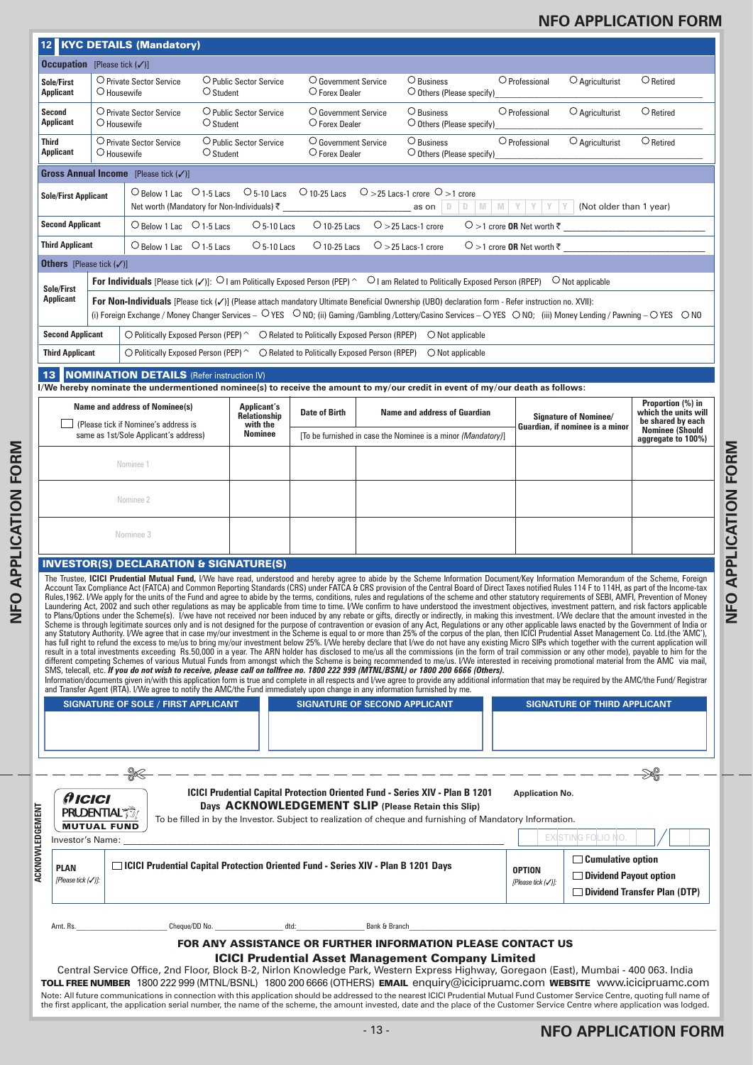# NFO APPLICATION FORM

## 12 KYC DETAILS (Mandatory)

**Occupation** [Please tick (✓)]

| | | | | | | | |
|---|---|---|---|---|---|---|---|
| **Sole/First Applicant** | ○ Private Sector Service ○ Housewife | ○ Public Sector Service ○ Student | ○ Government Service ○ Forex Dealer | ○ Business ○ Others (Please specify)___ | ○ Professional | ○ Agriculturist | ○ Retired |
| **Second Applicant** | ○ Private Sector Service ○ Housewife | ○ Public Sector Service ○ Student | ○ Government Service ○ Forex Dealer | ○ Business ○ Others (Please specify)___ | ○ Professional | ○ Agriculturist | ○ Retired |
| **Third Applicant** | ○ Private Sector Service ○ Housewife | ○ Public Sector Service ○ Student | ○ Government Service ○ Forex Dealer | ○ Business ○ Others (Please specify)___ | ○ Professional | ○ Agriculturist | ○ Retired |

**Gross Annual Income** [Please tick (✓)]

| | |
|---|---|
| **Sole/First Applicant** | ○ Below 1 Lac ○ 1-5 Lacs ○ 5-10 Lacs ○ 10-25 Lacs ○ >25 Lacs-1 crore ○ >1 crore<br>Net worth (Mandatory for Non-Individuals) ₹ ___ as on D D M M Y Y Y Y (Not older than 1 year) |
| **Second Applicant** | ○ Below 1 Lac ○ 1-5 Lacs ○ 5-10 Lacs ○ 10-25 Lacs ○ >25 Lacs-1 crore ○ >1 crore **OR** Net worth ₹ ___ |
| **Third Applicant** | ○ Below 1 Lac ○ 1-5 Lacs ○ 5-10 Lacs ○ 10-25 Lacs ○ >25 Lacs-1 crore ○ >1 crore **OR** Net worth ₹ ___ |

**Others** [Please tick (✓)]

| | |
|---|---|
| **Sole/First Applicant** | **For Individuals** [Please tick (✓)]: ○ I am Politically Exposed Person (PEP) ^ ○ I am Related to Politically Exposed Person (RPEP) ○ Not applicable<br>**For Non-Individuals** [Please tick (✓)] (Please attach mandatory Ultimate Beneficial Ownership (UBO) declaration form - Refer instruction no. XVII):<br>(i) Foreign Exchange / Money Changer Services – ○ YES ○ NO; (ii) Gaming /Gambling /Lottery/Casino Services – ○ YES ○ NO; (iii) Money Lending / Pawning – ○ YES ○ NO |
| **Second Applicant** | ○ Politically Exposed Person (PEP) ^ ○ Related to Politically Exposed Person (RPEP) ○ Not applicable |
| **Third Applicant** | ○ Politically Exposed Person (PEP) ^ ○ Related to Politically Exposed Person (RPEP) ○ Not applicable |

## 13 NOMINATION DETAILS (Refer instruction IV)

**I/We hereby nominate the undermentioned nominee(s) to receive the amount to my/our credit in event of my/our death as follows:**

| Name and address of Nominee(s) ☐ (Please tick if Nominee's address is same as 1st/Sole Applicant's address) | Applicant's Relationship with the Nominee | Date of Birth | Name and address of Guardian [To be furnished in case the Nominee is a minor *(Mandatory)*] | Signature of Nominee/ Guardian, if nominee is a minor | Proportion (%) in which the units will be shared by each Nominee (Should aggregate to 100%) |
|---|---|---|---|---|---|
| Nominee 1 | | | | | |
| Nominee 2 | | | | | |
| Nominee 3 | | | | | |

## INVESTOR(S) DECLARATION & SIGNATURE(S)

The Trustee, **ICICI Prudential Mutual Fund,** I/We have read, understood and hereby agree to abide by the Scheme Information Document/Key Information Memorandum of the Scheme, Foreign Account Tax Compliance Act (FATCA) and Common Reporting Standards (CRS) under FATCA & CRS provision of the Central Board of Direct Taxes notified Rules 114 F to 114H, as part of the Income-tax Rules,1962. I/We apply for the units of the Fund and agree to abide by the terms, conditions, rules and regulations of the scheme and other statutory requirements of SEBI, AMFI, Prevention of Money Laundering Act, 2002 and such other regulations as may be applicable from time to time. I/We confirm to have understood the investment objectives, investment pattern, and risk factors applicable to Plans/Options under the Scheme(s). I/we have not received nor been induced by any rebate or gifts, directly or indirectly, in making this investment. I/We declare that the amount invested in the Scheme is through legitimate sources only and is not designed for the purpose of contravention or evasion of any Act, Regulations or any other applicable laws enacted by the Government of India or any Statutory Authority. I/We agree that in case my/our investment in the Scheme is equal to or more than 25% of the corpus of the plan, then ICICI Prudential Asset Management Co. Ltd.(the 'AMC'), has full right to refund the excess to me/us to bring my/our investment below 25%. I/We hereby declare that I/we do not have any existing Micro SIPs which together with the current application will result in a total investments exceeding Rs.50,000 in a year. The ARN holder has disclosed to me/us all the commissions (in the form of trail commission or any other mode), payable to him for the different competing Schemes of various Mutual Funds from amongst which the Scheme is being recommended to me/us. I/We interested in receiving promotional material from the AMC via mail, SMS, telecall, etc. ***If you do not wish to receive, please call on tollfree no. 1800 222 999 (MTNL/BSNL) or 1800 200 6666 (Others).***
Information/documents given in/with this application form is true and complete in all respects and I/we agree to provide any additional information that may be required by the AMC/the Fund/ Registrar and Transfer Agent (RTA). I/We agree to notify the AMC/the Fund immediately upon change in any information furnished by me.

| SIGNATURE OF SOLE / FIRST APPLICANT | SIGNATURE OF SECOND APPLICANT | SIGNATURE OF THIRD APPLICANT |
|---|---|---|
| | | |

---

**ACKNOWLEDGEMENT**

ICICI PRUDENTIAL MUTUAL FUND

**ICICI Prudential Capital Protection Oriented Fund - Series XIV - Plan B 1201 Days ACKNOWLEDGEMENT SLIP (Please Retain this Slip)**

Application No.

To be filled in by the Investor. Subject to realization of cheque and furnishing of Mandatory Information.

Investor's Name: ___ EXISTING FOLIO NO. ___

**PLAN** [Please tick (✓)]: ☐ **ICICI Prudential Capital Protection Oriented Fund - Series XIV - Plan B 1201 Days**

**OPTION** [Please tick (✓)]: ☐ **Cumulative option** ☐ **Dividend Payout option** ☐ **Dividend Transfer Plan (DTP)**

Amt. Rs.___ Cheque/DD No.___ dtd:___ Bank & Branch___

**FOR ANY ASSISTANCE OR FURTHER INFORMATION PLEASE CONTACT US**

**ICICI Prudential Asset Management Company Limited**

Central Service Office, 2nd Floor, Block B-2, Nirlon Knowledge Park, Western Express Highway, Goregaon (East), Mumbai - 400 063. India

**TOLL FREE NUMBER** 1800 222 999 (MTNL/BSNL) 1800 200 6666 (OTHERS) **EMAIL** enquiry@icicipruamc.com **WEBSITE** www.icicipruamc.com

Note: All future communications in connection with this application should be addressed to the nearest ICICI Prudential Mutual Fund Customer Service Centre, quoting full name of the first applicant, the application serial number, the name of the scheme, the amount invested, date and the place of the Customer Service Centre where application was lodged.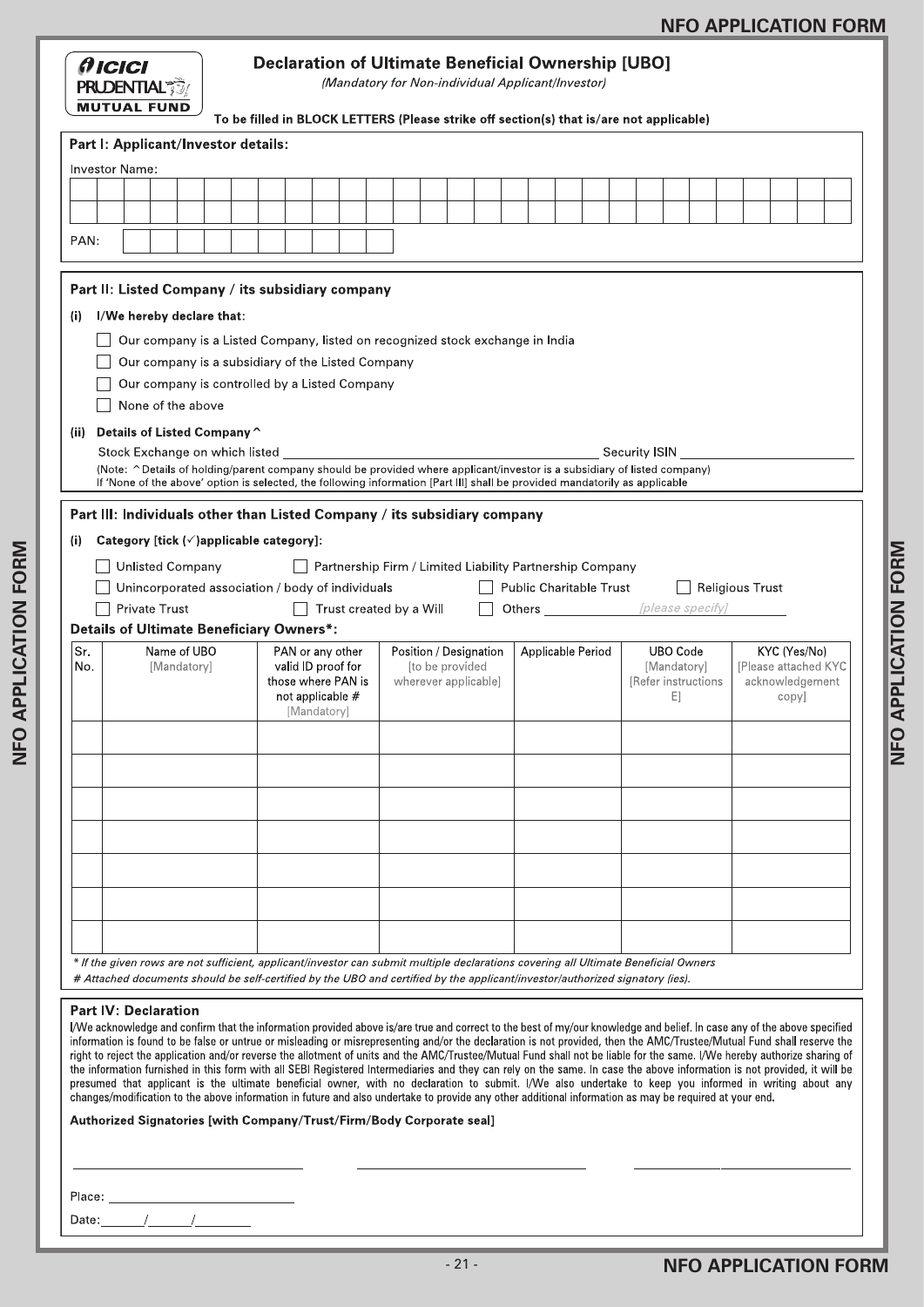# Declaration of Ultimate Beneficial Ownership [UBO]

*(Mandatory for Non-individual Applicant/Investor)*

**To be filled in BLOCK LETTERS (Please strike off section(s) that is/are not applicable)**

## Part I: Applicant/Investor details:

Investor Name:

PAN:

## Part II: Listed Company / its subsidiary company

**(i) I/We hereby declare that:**

- ☐ Our company is a Listed Company, listed on recognized stock exchange in India
- ☐ Our company is a subsidiary of the Listed Company
- ☐ Our company is controlled by a Listed Company
- ☐ None of the above

**(ii) Details of Listed Company ^**

Stock Exchange on which listed \_\_\_\_\_\_\_\_\_\_ Security ISIN \_\_\_\_\_\_\_\_\_\_

(Note: ^ Details of holding/parent company should be provided where applicant/investor is a subsidiary of listed company)
If 'None of the above' option is selected, the following information [Part III] shall be provided mandatorily as applicable

## Part III: Individuals other than Listed Company / its subsidiary company

**(i) Category [tick (✓) applicable category]:**

- ☐ Unlisted Company
- ☐ Partnership Firm / Limited Liability Partnership Company
- ☐ Unincorporated association / body of individuals
- ☐ Public Charitable Trust
- ☐ Religious Trust
- ☐ Private Trust
- ☐ Trust created by a Will
- ☐ Others \_\_\_\_\_\_\_\_\_\_ *[please specify]*

**Details of Ultimate Beneficiary Owners\*:**

| Sr. No. | Name of UBO [Mandatory] | PAN or any other valid ID proof for those where PAN is not applicable # [Mandatory] | Position / Designation [to be provided wherever applicable] | Applicable Period | UBO Code [Mandatory] [Refer instructions E] | KYC (Yes/No) [Please attached KYC acknowledgement copy] |
|---|---|---|---|---|---|---|
| | | | | | | |
| | | | | | | |
| | | | | | | |
| | | | | | | |
| | | | | | | |
| | | | | | | |
| | | | | | | |

*\* If the given rows are not sufficient, applicant/investor can submit multiple declarations covering all Ultimate Beneficial Owners*

*# Attached documents should be self-certified by the UBO and certified by the applicant/investor/authorized signatory (ies).*

## Part IV: Declaration

I/We acknowledge and confirm that the information provided above is/are true and correct to the best of my/our knowledge and belief. In case any of the above specified information is found to be false or untrue or misleading or misrepresenting and/or the declaration is not provided, then the AMC/Trustee/Mutual Fund shall reserve the right to reject the application and/or reverse the allotment of units and the AMC/Trustee/Mutual Fund shall not be liable for the same. I/We hereby authorize sharing of the information furnished in this form with all SEBI Registered Intermediaries and they can rely on the same. In case the above information is not provided, it will be presumed that applicant is the ultimate beneficial owner, with no declaration to submit. I/We also undertake to keep you informed in writing about any changes/modification to the above information in future and also undertake to provide any other additional information as may be required at your end.

**Authorized Signatories [with Company/Trust/Firm/Body Corporate seal]**

Place: \_\_\_\_\_\_\_\_\_\_

Date: \_\_\_\_/\_\_\_\_/\_\_\_\_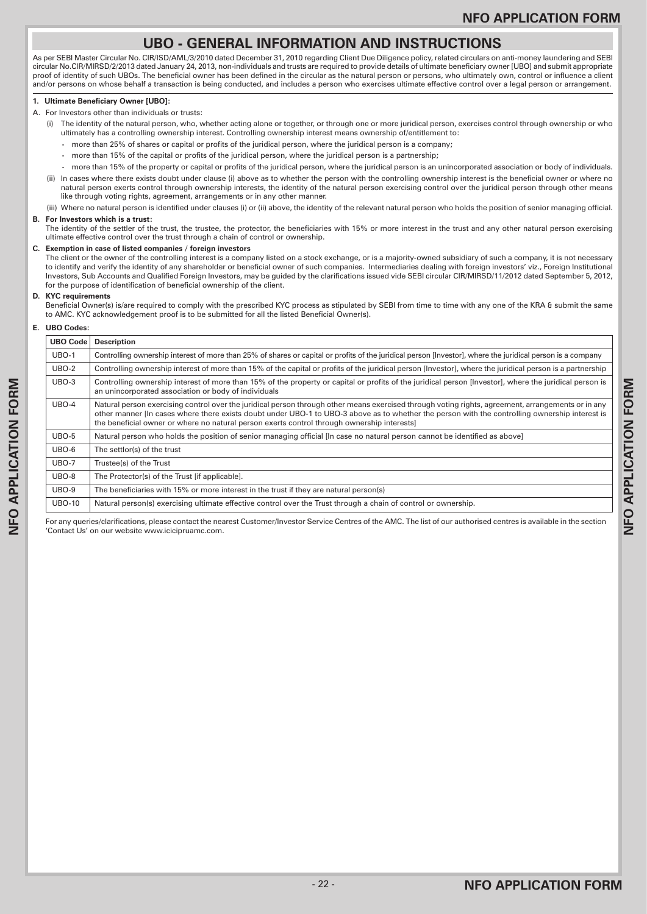## UBO - GENERAL INFORMATION AND INSTRUCTIONS

As per SEBI Master Circular No. CIR/ISD/AML/3/2010 dated December 31, 2010 regarding Client Due Diligence policy, related circulars on anti-money laundering and SEBI circular No.CIR/MIRSD/2/2013 dated January 24, 2013, non-individuals and trusts are required to provide details of ultimate beneficiary owner [UBO] and submit appropriate proof of identity of such UBOs. The beneficial owner has been defined in the circular as the natural person or persons, who ultimately own, control or influence a client and/or persons on whose behalf a transaction is being conducted, and includes a person who exercises ultimate effective control over a legal person or arrangement.

**1. Ultimate Beneficiary Owner [UBO]:**

A. For Investors other than individuals or trusts:

(i) The identity of the natural person, who, whether acting alone or together, or through one or more juridical person, exercises control through ownership or who ultimately has a controlling ownership interest. Controlling ownership interest means ownership of/entitlement to:

- more than 25% of shares or capital or profits of the juridical person, where the juridical person is a company;
- more than 15% of the capital or profits of the juridical person, where the juridical person is a partnership;
- more than 15% of the property or capital or profits of the juridical person, where the juridical person is an unincorporated association or body of individuals.

(ii) In cases where there exists doubt under clause (i) above as to whether the person with the controlling ownership interest is the beneficial owner or where no natural person exerts control through ownership interests, the identity of the natural person exercising control over the juridical person through other means like through voting rights, agreement, arrangements or in any other manner.

(iii) Where no natural person is identified under clauses (i) or (ii) above, the identity of the relevant natural person who holds the position of senior managing official.

**B. For Investors which is a trust:**

The identity of the settler of the trust, the trustee, the protector, the beneficiaries with 15% or more interest in the trust and any other natural person exercising ultimate effective control over the trust through a chain of control or ownership.

**C. Exemption in case of listed companies / foreign investors**

The client or the owner of the controlling interest is a company listed on a stock exchange, or is a majority-owned subsidiary of such a company, it is not necessary to identify and verify the identity of any shareholder or beneficial owner of such companies. Intermediaries dealing with foreign investors' viz., Foreign Institutional Investors, Sub Accounts and Qualified Foreign Investors, may be guided by the clarifications issued vide SEBI circular CIR/MIRSD/11/2012 dated September 5, 2012, for the purpose of identification of beneficial ownership of the client.

**D. KYC requirements**

Beneficial Owner(s) is/are required to comply with the prescribed KYC process as stipulated by SEBI from time to time with any one of the KRA & submit the same to AMC. KYC acknowledgement proof is to be submitted for all the listed Beneficial Owner(s).

**E. UBO Codes:**

| UBO Code | Description |
|---|---|
| UBO-1 | Controlling ownership interest of more than 25% of shares or capital or profits of the juridical person [Investor], where the juridical person is a company |
| UBO-2 | Controlling ownership interest of more than 15% of the capital or profits of the juridical person [Investor], where the juridical person is a partnership |
| UBO-3 | Controlling ownership interest of more than 15% of the property or capital or profits of the juridical person [Investor], where the juridical person is an unincorporated association or body of individuals |
| UBO-4 | Natural person exercising control over the juridical person through other means exercised through voting rights, agreement, arrangements or in any other manner [In cases where there exists doubt under UBO-1 to UBO-3 above as to whether the person with the controlling ownership interest is the beneficial owner or where no natural person exerts control through ownership interests] |
| UBO-5 | Natural person who holds the position of senior managing official [In case no natural person cannot be identified as above] |
| UBO-6 | The settlor(s) of the trust |
| UBO-7 | Trustee(s) of the Trust |
| UBO-8 | The Protector(s) of the Trust [if applicable]. |
| UBO-9 | The beneficiaries with 15% or more interest in the trust if they are natural person(s) |
| UBO-10 | Natural person(s) exercising ultimate effective control over the Trust through a chain of control or ownership. |

For any queries/clarifications, please contact the nearest Customer/Investor Service Centres of the AMC. The list of our authorised centres is available in the section 'Contact Us' on our website www.icicipruamc.com.